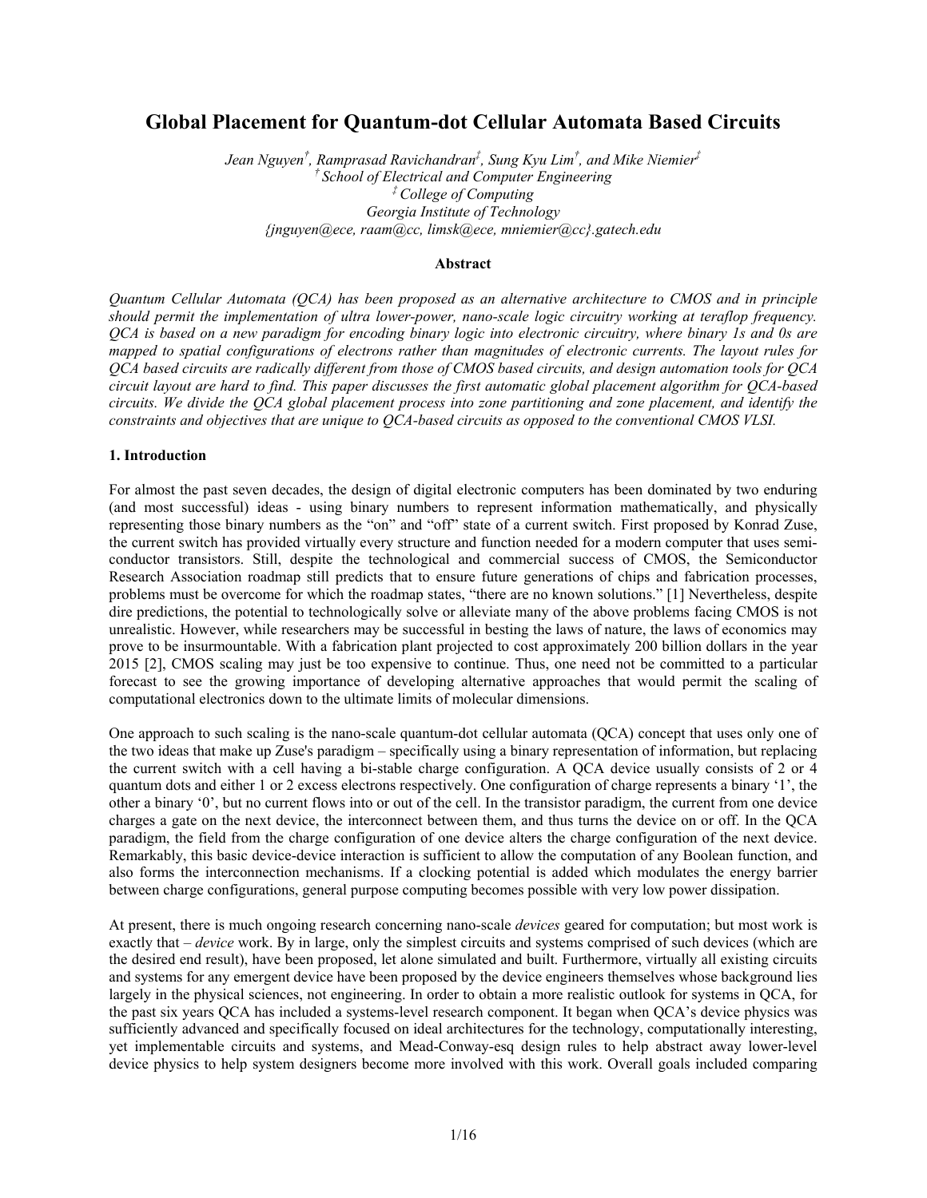# Global Placement for Quantum-dot Cellular Automata Based Circuits

*Jean Nguyen[†], Ramprasad Ravichandran[‡], Sung Kyu Lim[†], and Mike Niemier[‡]*
*[†] School of Electrical and Computer Engineering*
*[‡] College of Computing*
*Georgia Institute of Technology*
*{jnguyen@ece, raam@cc, limsk@ece, mniemier@cc}.gatech.edu*

**Abstract**

*Quantum Cellular Automata (QCA) has been proposed as an alternative architecture to CMOS and in principle should permit the implementation of ultra lower-power, nano-scale logic circuitry working at teraflop frequency. QCA is based on a new paradigm for encoding binary logic into electronic circuitry, where binary 1s and 0s are mapped to spatial configurations of electrons rather than magnitudes of electronic currents. The layout rules for QCA based circuits are radically different from those of CMOS based circuits, and design automation tools for QCA circuit layout are hard to find. This paper discusses the first automatic global placement algorithm for QCA-based circuits. We divide the QCA global placement process into zone partitioning and zone placement, and identify the constraints and objectives that are unique to QCA-based circuits as opposed to the conventional CMOS VLSI.*

## 1. Introduction

For almost the past seven decades, the design of digital electronic computers has been dominated by two enduring (and most successful) ideas - using binary numbers to represent information mathematically, and physically representing those binary numbers as the "on" and "off" state of a current switch. First proposed by Konrad Zuse, the current switch has provided virtually every structure and function needed for a modern computer that uses semi-conductor transistors. Still, despite the technological and commercial success of CMOS, the Semiconductor Research Association roadmap still predicts that to ensure future generations of chips and fabrication processes, problems must be overcome for which the roadmap states, "there are no known solutions." [1] Nevertheless, despite dire predictions, the potential to technologically solve or alleviate many of the above problems facing CMOS is not unrealistic. However, while researchers may be successful in besting the laws of nature, the laws of economics may prove to be insurmountable. With a fabrication plant projected to cost approximately 200 billion dollars in the year 2015 [2], CMOS scaling may just be too expensive to continue. Thus, one need not be committed to a particular forecast to see the growing importance of developing alternative approaches that would permit the scaling of computational electronics down to the ultimate limits of molecular dimensions.

One approach to such scaling is the nano-scale quantum-dot cellular automata (QCA) concept that uses only one of the two ideas that make up Zuse's paradigm – specifically using a binary representation of information, but replacing the current switch with a cell having a bi-stable charge configuration. A QCA device usually consists of 2 or 4 quantum dots and either 1 or 2 excess electrons respectively. One configuration of charge represents a binary '1', the other a binary '0', but no current flows into or out of the cell. In the transistor paradigm, the current from one device charges a gate on the next device, the interconnect between them, and thus turns the device on or off. In the QCA paradigm, the field from the charge configuration of one device alters the charge configuration of the next device. Remarkably, this basic device-device interaction is sufficient to allow the computation of any Boolean function, and also forms the interconnection mechanisms. If a clocking potential is added which modulates the energy barrier between charge configurations, general purpose computing becomes possible with very low power dissipation.

At present, there is much ongoing research concerning nano-scale *devices* geared for computation; but most work is exactly that – *device* work. By in large, only the simplest circuits and systems comprised of such devices (which are the desired end result), have been proposed, let alone simulated and built. Furthermore, virtually all existing circuits and systems for any emergent device have been proposed by the device engineers themselves whose background lies largely in the physical sciences, not engineering. In order to obtain a more realistic outlook for systems in QCA, for the past six years QCA has included a systems-level research component. It began when QCA's device physics was sufficiently advanced and specifically focused on ideal architectures for the technology, computationally interesting, yet implementable circuits and systems, and Mead-Conway-esq design rules to help abstract away lower-level device physics to help system designers become more involved with this work. Overall goals included comparing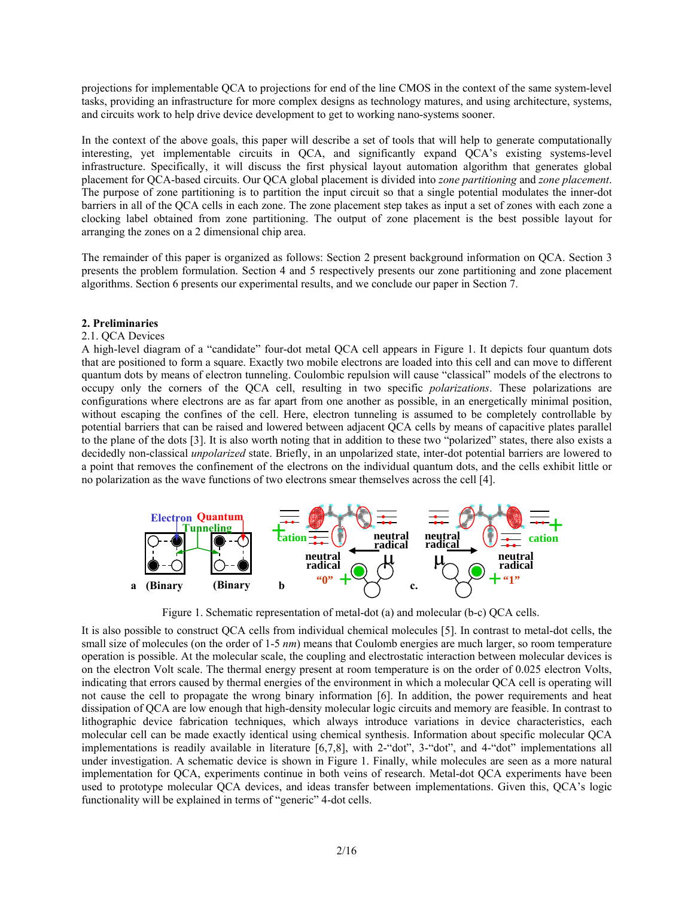projections for implementable QCA to projections for end of the line CMOS in the context of the same system-level tasks, providing an infrastructure for more complex designs as technology matures, and using architecture, systems, and circuits work to help drive device development to get to working nano-systems sooner.

In the context of the above goals, this paper will describe a set of tools that will help to generate computationally interesting, yet implementable circuits in QCA, and significantly expand QCA's existing systems-level infrastructure. Specifically, it will discuss the first physical layout automation algorithm that generates global placement for QCA-based circuits. Our QCA global placement is divided into *zone partitioning* and *zone placement*. The purpose of zone partitioning is to partition the input circuit so that a single potential modulates the inner-dot barriers in all of the QCA cells in each zone. The zone placement step takes as input a set of zones with each zone a clocking label obtained from zone partitioning. The output of zone placement is the best possible layout for arranging the zones on a 2 dimensional chip area.

The remainder of this paper is organized as follows: Section 2 present background information on QCA. Section 3 presents the problem formulation. Section 4 and 5 respectively presents our zone partitioning and zone placement algorithms. Section 6 presents our experimental results, and we conclude our paper in Section 7.

## 2. Preliminaries

### 2.1. QCA Devices

A high-level diagram of a "candidate" four-dot metal QCA cell appears in Figure 1. It depicts four quantum dots that are positioned to form a square. Exactly two mobile electrons are loaded into this cell and can move to different quantum dots by means of electron tunneling. Coulombic repulsion will cause "classical" models of the electrons to occupy only the corners of the QCA cell, resulting in two specific *polarizations*. These polarizations are configurations where electrons are as far apart from one another as possible, in an energetically minimal position, without escaping the confines of the cell. Here, electron tunneling is assumed to be completely controllable by potential barriers that can be raised and lowered between adjacent QCA cells by means of capacitive plates parallel to the plane of the dots [3]. It is also worth noting that in addition to these two "polarized" states, there also exists a decidedly non-classical *unpolarized* state. Briefly, in an unpolarized state, inter-dot potential barriers are lowered to a point that removes the confinement of the electrons on the individual quantum dots, and the cells exhibit little or no polarization as the wave functions of two electrons smear themselves across the cell [4].

Figure 1. Schematic representation of metal-dot (a) and molecular (b-c) QCA cells.

It is also possible to construct QCA cells from individual chemical molecules [5]. In contrast to metal-dot cells, the small size of molecules (on the order of 1-5 *nm*) means that Coulomb energies are much larger, so room temperature operation is possible. At the molecular scale, the coupling and electrostatic interaction between molecular devices is on the electron Volt scale. The thermal energy present at room temperature is on the order of 0.025 electron Volts, indicating that errors caused by thermal energies of the environment in which a molecular QCA cell is operating will not cause the cell to propagate the wrong binary information [6]. In addition, the power requirements and heat dissipation of QCA are low enough that high-density molecular logic circuits and memory are feasible. In contrast to lithographic device fabrication techniques, which always introduce variations in device characteristics, each molecular cell can be made exactly identical using chemical synthesis. Information about specific molecular QCA implementations is readily available in literature [6,7,8], with 2-"dot", 3-"dot", and 4-"dot" implementations all under investigation. A schematic device is shown in Figure 1. Finally, while molecules are seen as a more natural implementation for QCA, experiments continue in both veins of research. Metal-dot QCA experiments have been used to prototype molecular QCA devices, and ideas transfer between implementations. Given this, QCA's logic functionality will be explained in terms of "generic" 4-dot cells.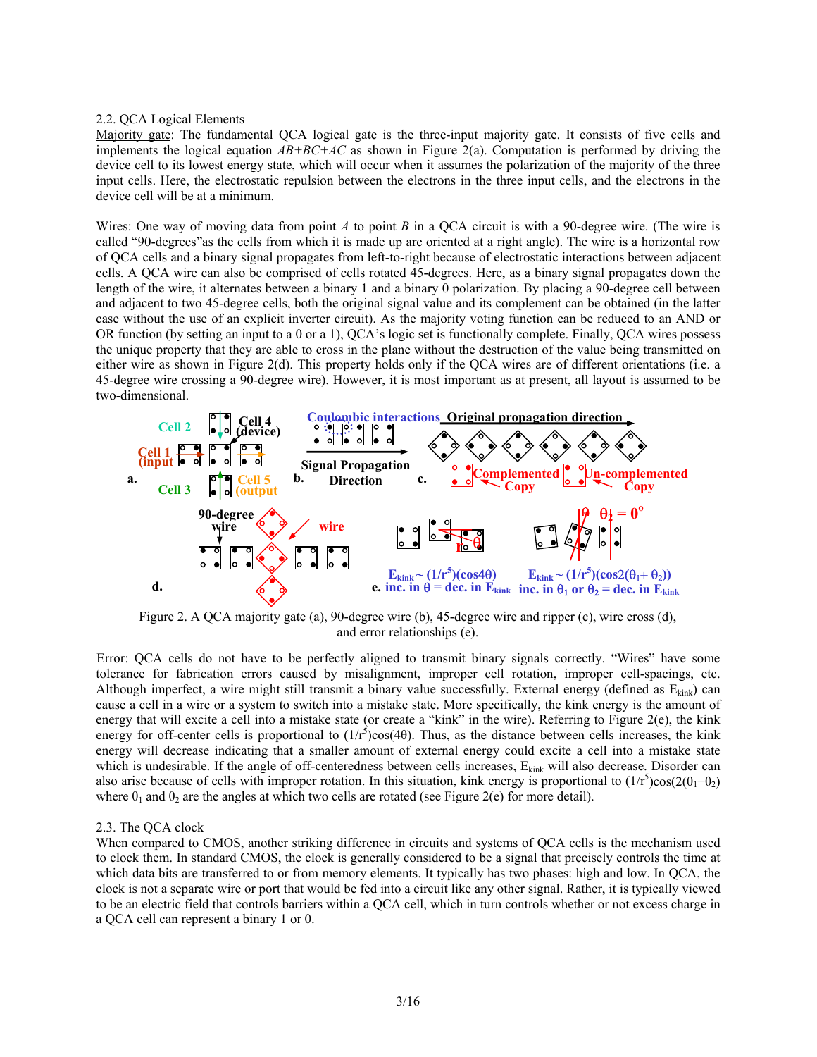## 2.2. QCA Logical Elements

Majority gate: The fundamental QCA logical gate is the three-input majority gate. It consists of five cells and implements the logical equation $AB+BC+AC$ as shown in Figure 2(a). Computation is performed by driving the device cell to its lowest energy state, which will occur when it assumes the polarization of the majority of the three input cells. Here, the electrostatic repulsion between the electrons in the three input cells, and the electrons in the device cell will be at a minimum.

Wires: One way of moving data from point $A$ to point $B$ in a QCA circuit is with a 90-degree wire. (The wire is called "90-degrees"as the cells from which it is made up are oriented at a right angle). The wire is a horizontal row of QCA cells and a binary signal propagates from left-to-right because of electrostatic interactions between adjacent cells. A QCA wire can also be comprised of cells rotated 45-degrees. Here, as a binary signal propagates down the length of the wire, it alternates between a binary 1 and a binary 0 polarization. By placing a 90-degree cell between and adjacent to two 45-degree cells, both the original signal value and its complement can be obtained (in the latter case without the use of an explicit inverter circuit). As the majority voting function can be reduced to an AND or OR function (by setting an input to a 0 or a 1), QCA's logic set is functionally complete. Finally, QCA wires possess the unique property that they are able to cross in the plane without the destruction of the value being transmitted on either wire as shown in Figure 2(d). This property holds only if the QCA wires are of different orientations (i.e. a 45-degree wire crossing a 90-degree wire). However, it is most important as at present, all layout is assumed to be two-dimensional.

Figure 2. A QCA majority gate (a), 90-degree wire (b), 45-degree wire and ripper (c), wire cross (d), and error relationships (e).

Error: QCA cells do not have to be perfectly aligned to transmit binary signals correctly. "Wires" have some tolerance for fabrication errors caused by misalignment, improper cell rotation, improper cell-spacings, etc. Although imperfect, a wire might still transmit a binary value successfully. External energy (defined as $E_{kink}$) can cause a cell in a wire or a system to switch into a mistake state. More specifically, the kink energy is the amount of energy that will excite a cell into a mistake state (or create a "kink" in the wire). Referring to Figure 2(e), the kink energy for off-center cells is proportional to $(1/r^5)\cos(4\theta)$. Thus, as the distance between cells increases, the kink energy will decrease indicating that a smaller amount of external energy could excite a cell into a mistake state which is undesirable. If the angle of off-centeredness between cells increases, $E_{kink}$ will also decrease. Disorder can also arise because of cells with improper rotation. In this situation, kink energy is proportional to $(1/r^5)\cos(2(\theta_1+\theta_2))$ where $\theta_1$ and $\theta_2$ are the angles at which two cells are rotated (see Figure 2(e) for more detail).

## 2.3. The QCA clock

When compared to CMOS, another striking difference in circuits and systems of QCA cells is the mechanism used to clock them. In standard CMOS, the clock is generally considered to be a signal that precisely controls the time at which data bits are transferred to or from memory elements. It typically has two phases: high and low. In QCA, the clock is not a separate wire or port that would be fed into a circuit like any other signal. Rather, it is typically viewed to be an electric field that controls barriers within a QCA cell, which in turn controls whether or not excess charge in a QCA cell can represent a binary 1 or 0.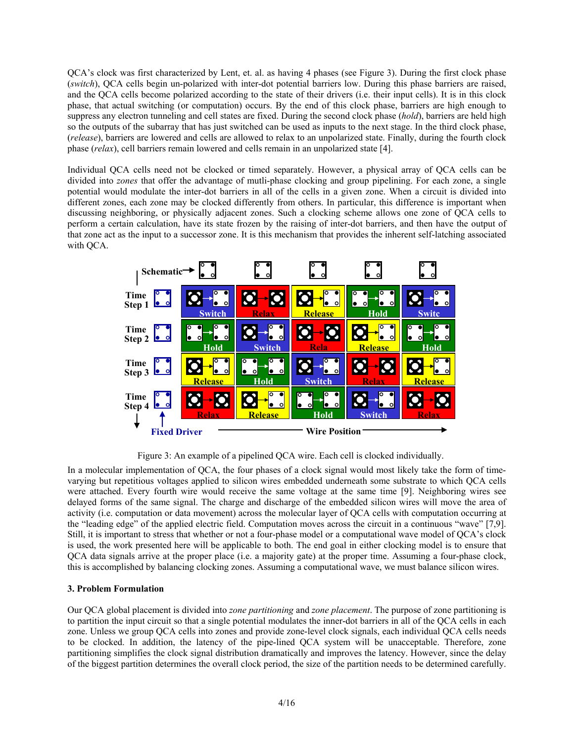QCA's clock was first characterized by Lent, et. al. as having 4 phases (see Figure 3). During the first clock phase (*switch*), QCA cells begin un-polarized with inter-dot potential barriers low. During this phase barriers are raised, and the QCA cells become polarized according to the state of their drivers (i.e. their input cells). It is in this clock phase, that actual switching (or computation) occurs. By the end of this clock phase, barriers are high enough to suppress any electron tunneling and cell states are fixed. During the second clock phase (*hold*), barriers are held high so the outputs of the subarray that has just switched can be used as inputs to the next stage. In the third clock phase, (*release*), barriers are lowered and cells are allowed to relax to an unpolarized state. Finally, during the fourth clock phase (*relax*), cell barriers remain lowered and cells remain in an unpolarized state [4].

Individual QCA cells need not be clocked or timed separately. However, a physical array of QCA cells can be divided into *zones* that offer the advantage of mutli-phase clocking and group pipelining. For each zone, a single potential would modulate the inter-dot barriers in all of the cells in a given zone. When a circuit is divided into different zones, each zone may be clocked differently from others. In particular, this difference is important when discussing neighboring, or physically adjacent zones. Such a clocking scheme allows one zone of QCA cells to perform a certain calculation, have its state frozen by the raising of inter-dot barriers, and then have the output of that zone act as the input to a successor zone. It is this mechanism that provides the inherent self-latching associated with QCA.

Schematic

Time Step 1: Switch, Relax, Release, Hold, Switc

Time Step 2: Hold, Switch, Rela, Release, Hold

Time Step 3: Release, Hold, Switch, Relax, Release

Time Step 4: Relax, Release, Hold, Switch, Relax

Fixed Driver

Wire Position

Figure 3: An example of a pipelined QCA wire. Each cell is clocked individually.

In a molecular implementation of QCA, the four phases of a clock signal would most likely take the form of time-varying but repetitious voltages applied to silicon wires embedded underneath some substrate to which QCA cells were attached. Every fourth wire would receive the same voltage at the same time [9]. Neighboring wires see delayed forms of the same signal. The charge and discharge of the embedded silicon wires will move the area of activity (i.e. computation or data movement) across the molecular layer of QCA cells with computation occurring at the "leading edge" of the applied electric field. Computation moves across the circuit in a continuous "wave" [7,9]. Still, it is important to stress that whether or not a four-phase model or a computational wave model of QCA's clock is used, the work presented here will be applicable to both. The end goal in either clocking model is to ensure that QCA data signals arrive at the proper place (i.e. a majority gate) at the proper time. Assuming a four-phase clock, this is accomplished by balancing clocking zones. Assuming a computational wave, we must balance silicon wires.

### 3. Problem Formulation

Our QCA global placement is divided into *zone partitioning* and *zone placement*. The purpose of zone partitioning is to partition the input circuit so that a single potential modulates the inner-dot barriers in all of the QCA cells in each zone. Unless we group QCA cells into zones and provide zone-level clock signals, each individual QCA cells needs to be clocked. In addition, the latency of the pipe-lined QCA system will be unacceptable. Therefore, zone partitioning simplifies the clock signal distribution dramatically and improves the latency. However, since the delay of the biggest partition determines the overall clock period, the size of the partition needs to be determined carefully.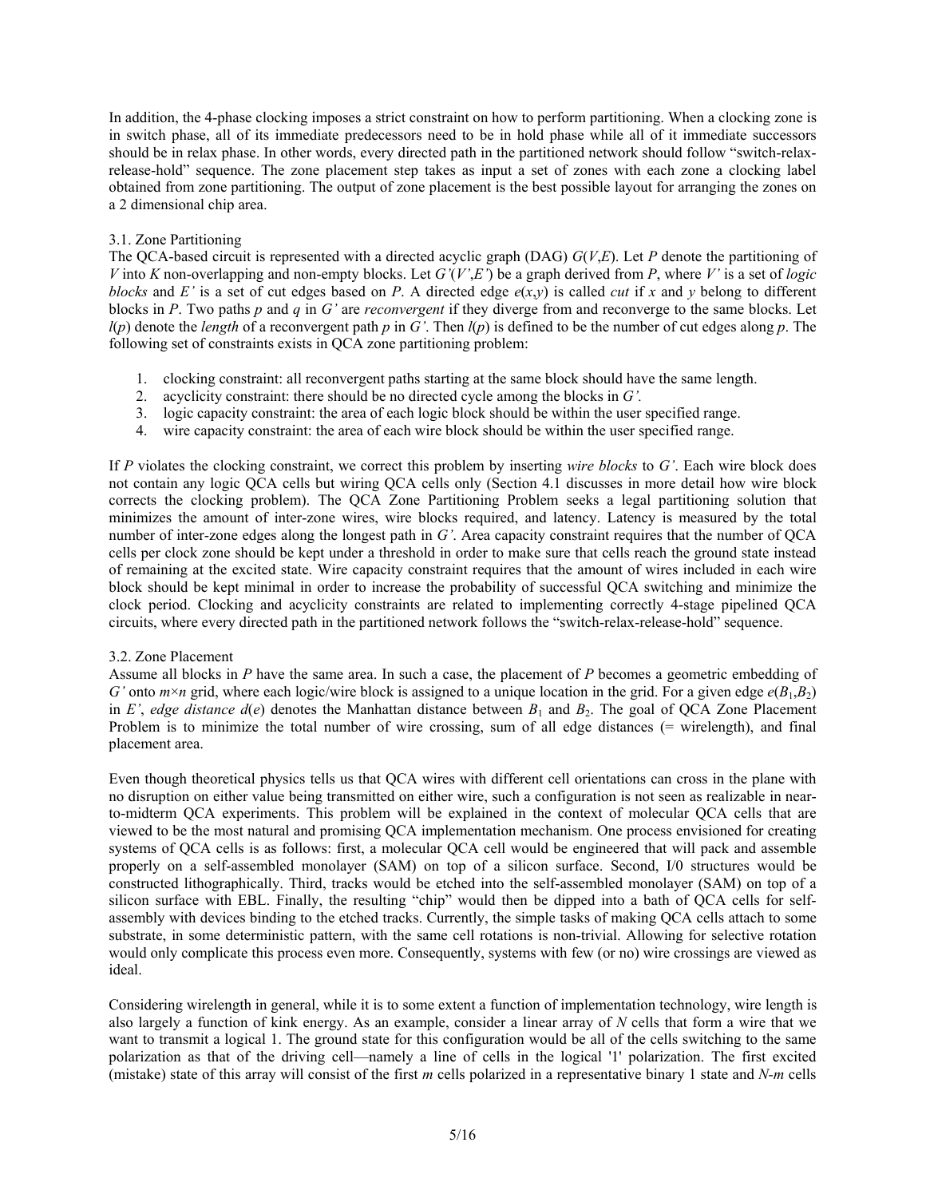In addition, the 4-phase clocking imposes a strict constraint on how to perform partitioning. When a clocking zone is in switch phase, all of its immediate predecessors need to be in hold phase while all of it immediate successors should be in relax phase. In other words, every directed path in the partitioned network should follow "switch-relax-release-hold" sequence. The zone placement step takes as input a set of zones with each zone a clocking label obtained from zone partitioning. The output of zone placement is the best possible layout for arranging the zones on a 2 dimensional chip area.

### 3.1. Zone Partitioning

The QCA-based circuit is represented with a directed acyclic graph (DAG) $G(V,E)$. Let $P$ denote the partitioning of $V$ into $K$ non-overlapping and non-empty blocks. Let $G'(V',E')$ be a graph derived from $P$, where $V'$ is a set of *logic blocks* and $E'$ is a set of cut edges based on $P$. A directed edge $e(x,y)$ is called *cut* if $x$ and $y$ belong to different blocks in $P$. Two paths $p$ and $q$ in $G'$ are *reconvergent* if they diverge from and reconverge to the same blocks. Let $l(p)$ denote the *length* of a reconvergent path $p$ in $G'$. Then $l(p)$ is defined to be the number of cut edges along $p$. The following set of constraints exists in QCA zone partitioning problem:

1. clocking constraint: all reconvergent paths starting at the same block should have the same length.
2. acyclicity constraint: there should be no directed cycle among the blocks in $G'$.
3. logic capacity constraint: the area of each logic block should be within the user specified range.
4. wire capacity constraint: the area of each wire block should be within the user specified range.

If $P$ violates the clocking constraint, we correct this problem by inserting *wire blocks* to $G'$. Each wire block does not contain any logic QCA cells but wiring QCA cells only (Section 4.1 discusses in more detail how wire block corrects the clocking problem). The QCA Zone Partitioning Problem seeks a legal partitioning solution that minimizes the amount of inter-zone wires, wire blocks required, and latency. Latency is measured by the total number of inter-zone edges along the longest path in $G'$. Area capacity constraint requires that the number of QCA cells per clock zone should be kept under a threshold in order to make sure that cells reach the ground state instead of remaining at the excited state. Wire capacity constraint requires that the amount of wires included in each wire block should be kept minimal in order to increase the probability of successful QCA switching and minimize the clock period. Clocking and acyclicity constraints are related to implementing correctly 4-stage pipelined QCA circuits, where every directed path in the partitioned network follows the "switch-relax-release-hold" sequence.

### 3.2. Zone Placement

Assume all blocks in $P$ have the same area. In such a case, the placement of $P$ becomes a geometric embedding of $G'$ onto $m \times n$ grid, where each logic/wire block is assigned to a unique location in the grid. For a given edge $e(B_1,B_2)$ in $E'$, *edge distance* $d(e)$ denotes the Manhattan distance between $B_1$ and $B_2$. The goal of QCA Zone Placement Problem is to minimize the total number of wire crossing, sum of all edge distances (= wirelength), and final placement area.

Even though theoretical physics tells us that QCA wires with different cell orientations can cross in the plane with no disruption on either value being transmitted on either wire, such a configuration is not seen as realizable in near-to-midterm QCA experiments. This problem will be explained in the context of molecular QCA cells that are viewed to be the most natural and promising QCA implementation mechanism. One process envisioned for creating systems of QCA cells is as follows: first, a molecular QCA cell would be engineered that will pack and assemble properly on a self-assembled monolayer (SAM) on top of a silicon surface. Second, I/0 structures would be constructed lithographically. Third, tracks would be etched into the self-assembled monolayer (SAM) on top of a silicon surface with EBL. Finally, the resulting "chip" would then be dipped into a bath of QCA cells for self-assembly with devices binding to the etched tracks. Currently, the simple tasks of making QCA cells attach to some substrate, in some deterministic pattern, with the same cell rotations is non-trivial. Allowing for selective rotation would only complicate this process even more. Consequently, systems with few (or no) wire crossings are viewed as ideal.

Considering wirelength in general, while it is to some extent a function of implementation technology, wire length is also largely a function of kink energy. As an example, consider a linear array of $N$ cells that form a wire that we want to transmit a logical 1. The ground state for this configuration would be all of the cells switching to the same polarization as that of the driving cell—namely a line of cells in the logical '1' polarization. The first excited (mistake) state of this array will consist of the first $m$ cells polarized in a representative binary 1 state and $N$-$m$ cells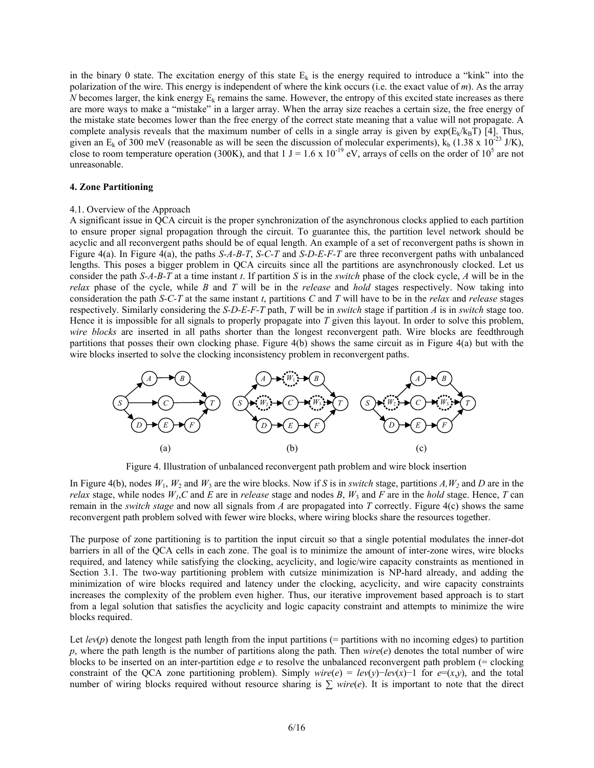in the binary 0 state. The excitation energy of this state $E_k$ is the energy required to introduce a "kink" into the polarization of the wire. This energy is independent of where the kink occurs (i.e. the exact value of *m*). As the array *N* becomes larger, the kink energy $E_k$ remains the same. However, the entropy of this excited state increases as there are more ways to make a "mistake" in a larger array. When the array size reaches a certain size, the free energy of the mistake state becomes lower than the free energy of the correct state meaning that a value will not propagate. A complete analysis reveals that the maximum number of cells in a single array is given by $\exp(E_k/k_BT)$ [4]. Thus, given an $E_k$ of 300 meV (reasonable as will be seen the discussion of molecular experiments), $k_b$ ($1.38 \times 10^{-23}$ J/K), close to room temperature operation (300K), and that 1 J = $1.6 \times 10^{-19}$ eV, arrays of cells on the order of $10^5$ are not unreasonable.

**4. Zone Partitioning**

4.1. Overview of the Approach

A significant issue in QCA circuit is the proper synchronization of the asynchronous clocks applied to each partition to ensure proper signal propagation through the circuit. To guarantee this, the partition level network should be acyclic and all reconvergent paths should be of equal length. An example of a set of reconvergent paths is shown in Figure 4(a). In Figure 4(a), the paths *S-A-B-T*, *S-C-T* and *S-D-E-F-T* are three reconvergent paths with unbalanced lengths. This poses a bigger problem in QCA circuits since all the partitions are asynchronously clocked. Let us consider the path *S-A-B-T* at a time instant *t*. If partition *S* is in the *switch* phase of the clock cycle, *A* will be in the *relax* phase of the cycle, while *B* and *T* will be in the *release* and *hold* stages respectively. Now taking into consideration the path *S-C-T* at the same instant *t*, partitions *C* and *T* will have to be in the *relax* and *release* stages respectively. Similarly considering the *S-D-E-F-T* path, *T* will be in *switch* stage if partition *A* is in *switch* stage too. Hence it is impossible for all signals to properly propagate into *T* given this layout. In order to solve this problem, *wire blocks* are inserted in all paths shorter than the longest reconvergent path. Wire blocks are feedthrough partitions that posses their own clocking phase. Figure 4(b) shows the same circuit as in Figure 4(a) but with the wire blocks inserted to solve the clocking inconsistency problem in reconvergent paths.

Figure 4. Illustration of unbalanced reconvergent path problem and wire block insertion

In Figure 4(b), nodes $W_1$, $W_2$ and $W_3$ are the wire blocks. Now if *S* is in *switch* stage, partitions *A*, $W_2$ and *D* are in the *relax* stage, while nodes $W_1$, *C* and *E* are in *release* stage and nodes *B*, $W_3$ and *F* are in the *hold* stage. Hence, *T* can remain in the *switch stage* and now all signals from *A* are propagated into *T* correctly. Figure 4(c) shows the same reconvergent path problem solved with fewer wire blocks, where wiring blocks share the resources together.

The purpose of zone partitioning is to partition the input circuit so that a single potential modulates the inner-dot barriers in all of the QCA cells in each zone. The goal is to minimize the amount of inter-zone wires, wire blocks required, and latency while satisfying the clocking, acyclicity, and logic/wire capacity constraints as mentioned in Section 3.1. The two-way partitioning problem with cutsize minimization is NP-hard already, and adding the minimization of wire blocks required and latency under the clocking, acyclicity, and wire capacity constraints increases the complexity of the problem even higher. Thus, our iterative improvement based approach is to start from a legal solution that satisfies the acyclicity and logic capacity constraint and attempts to minimize the wire blocks required.

Let $lev(p)$ denote the longest path length from the input partitions (= partitions with no incoming edges) to partition *p*, where the path length is the number of partitions along the path. Then $wire(e)$ denotes the total number of wire blocks to be inserted on an inter-partition edge *e* to resolve the unbalanced reconvergent path problem (= clocking constraint of the QCA zone partitioning problem). Simply $wire(e) = lev(y) - lev(x) - 1$ for $e=(x,y)$, and the total number of wiring blocks required without resource sharing is $\sum wire(e)$. It is important to note that the direct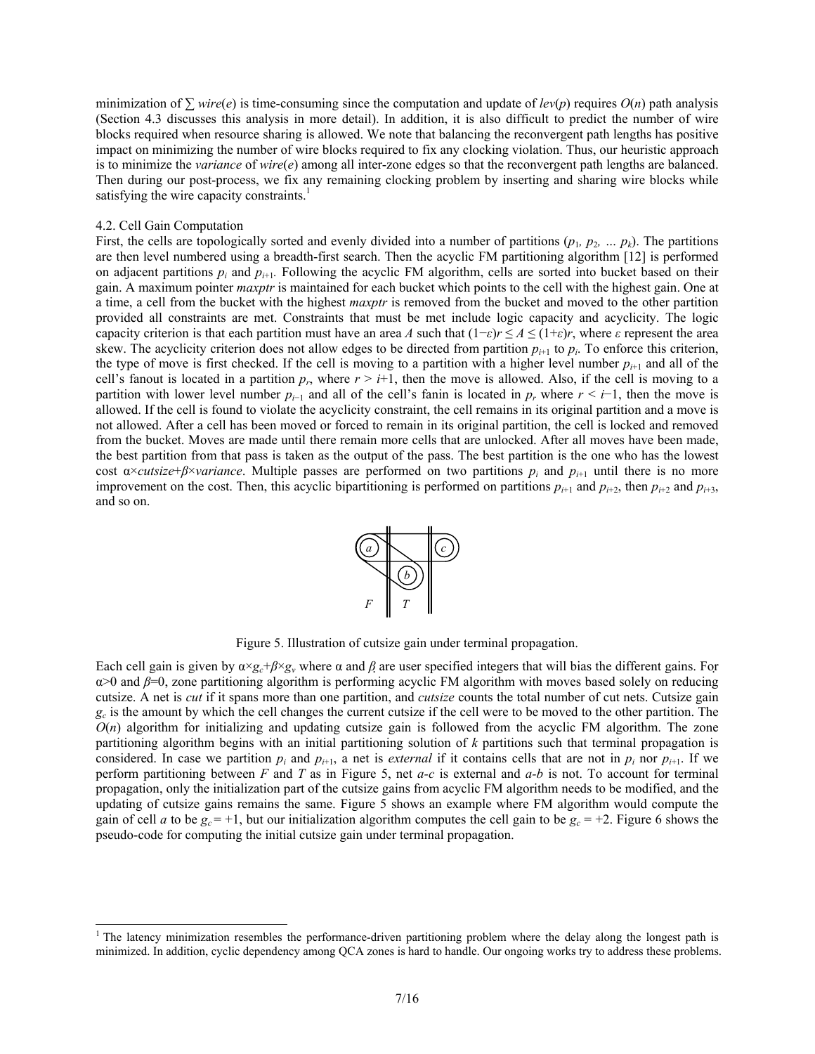minimization of $\sum wire(e)$ is time-consuming since the computation and update of $lev(p)$ requires $O(n)$ path analysis (Section 4.3 discusses this analysis in more detail). In addition, it is also difficult to predict the number of wire blocks required when resource sharing is allowed. We note that balancing the reconvergent path lengths has positive impact on minimizing the number of wire blocks required to fix any clocking violation. Thus, our heuristic approach is to minimize the *variance* of $wire(e)$ among all inter-zone edges so that the reconvergent path lengths are balanced. Then during our post-process, we fix any remaining clocking problem by inserting and sharing wire blocks while satisfying the wire capacity constraints.[1]

### 4.2. Cell Gain Computation

First, the cells are topologically sorted and evenly divided into a number of partitions ($p_1, p_2, \ldots p_k$). The partitions are then level numbered using a breadth-first search. Then the acyclic FM partitioning algorithm [12] is performed on adjacent partitions $p_i$ and $p_{i+1}$. Following the acyclic FM algorithm, cells are sorted into bucket based on their gain. A maximum pointer *maxptr* is maintained for each bucket which points to the cell with the highest gain. One at a time, a cell from the bucket with the highest *maxptr* is removed from the bucket and moved to the other partition provided all constraints are met. Constraints that must be met include logic capacity and acyclicity. The logic capacity criterion is that each partition must have an area $A$ such that $(1-\varepsilon)r \leq A \leq (1+\varepsilon)r$, where $\varepsilon$ represent the area skew. The acyclicity criterion does not allow edges to be directed from partition $p_{i+1}$ to $p_i$. To enforce this criterion, the type of move is first checked. If the cell is moving to a partition with a higher level number $p_{i+1}$ and all of the cell's fanout is located in a partition $p_r$, where $r > i+1$, then the move is allowed. Also, if the cell is moving to a partition with lower level number $p_{i-1}$ and all of the cell's fanin is located in $p_r$ where $r < i-1$, then the move is allowed. If the cell is found to violate the acyclicity constraint, the cell remains in its original partition and a move is not allowed. After a cell has been moved or forced to remain in its original partition, the cell is locked and removed from the bucket. Moves are made until there remain more cells that are unlocked. After all moves have been made, the best partition from that pass is taken as the output of the pass. The best partition is the one who has the lowest cost $\alpha \times cutsize + \beta \times variance$. Multiple passes are performed on two partitions $p_i$ and $p_{i+1}$ until there is no more improvement on the cost. Then, this acyclic bipartitioning is performed on partitions $p_{i+1}$ and $p_{i+2}$, then $p_{i+2}$ and $p_{i+3}$, and so on.

Figure 5. Illustration of cutsize gain under terminal propagation.

Each cell gain is given by $\alpha \times g_c + \beta \times g_v$ where $\alpha$ and $\beta$ are user specified integers that will bias the different gains. For $\alpha>0$ and $\beta=0$, zone partitioning algorithm is performing acyclic FM algorithm with moves based solely on reducing cutsize. A net is *cut* if it spans more than one partition, and *cutsize* counts the total number of cut nets. Cutsize gain $g_c$ is the amount by which the cell changes the current cutsize if the cell were to be moved to the other partition. The $O(n)$ algorithm for initializing and updating cutsize gain is followed from the acyclic FM algorithm. The zone partitioning algorithm begins with an initial partitioning solution of $k$ partitions such that terminal propagation is considered. In case we partition $p_i$ and $p_{i+1}$, a net is *external* if it contains cells that are not in $p_i$ nor $p_{i+1}$. If we perform partitioning between $F$ and $T$ as in Figure 5, net *a-c* is external and *a-b* is not. To account for terminal propagation, only the initialization part of the cutsize gains from acyclic FM algorithm needs to be modified, and the updating of cutsize gains remains the same. Figure 5 shows an example where FM algorithm would compute the gain of cell $a$ to be $g_c = +1$, but our initialization algorithm computes the cell gain to be $g_c = +2$. Figure 6 shows the pseudo-code for computing the initial cutsize gain under terminal propagation.

---

[1] The latency minimization resembles the performance-driven partitioning problem where the delay along the longest path is minimized. In addition, cyclic dependency among QCA zones is hard to handle. Our ongoing works try to address these problems.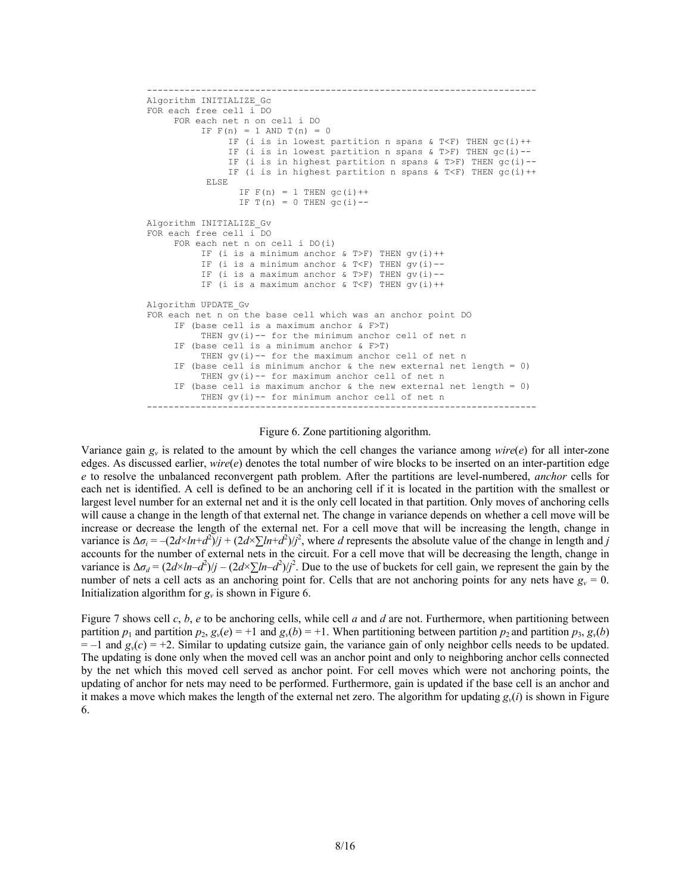```
------------------------------------------------------------------------
Algorithm INITIALIZE_Gc
FOR each free cell i DO
     FOR each net n on cell i DO
          IF F(n) = 1 AND T(n) = 0
               IF (i is in lowest partition n spans & T<F) THEN gc(i)++
               IF (i is in lowest partition n spans & T>F) THEN gc(i)--
               IF (i is in highest partition n spans & T>F) THEN gc(i)--
               IF (i is in highest partition n spans & T<F) THEN gc(i)++
          ELSE
                 IF F(n) = 1 THEN gc(i)++
                 IF T(n) = 0 THEN gc(i)--

Algorithm INITIALIZE_Gv
FOR each free cell i DO
     FOR each net n on cell i DO(i)
          IF (i is a minimum anchor & T>F) THEN gv(i)++
          IF (i is a minimum anchor & T<F) THEN gv(i)--
          IF (i is a maximum anchor & T>F) THEN gv(i)--
          IF (i is a maximum anchor & T<F) THEN gv(i)++

Algorithm UPDATE_Gv
FOR each net n on the base cell which was an anchor point DO
     IF (base cell is a maximum anchor & F>T)
          THEN gv(i)-- for the minimum anchor cell of net n
     IF (base cell is a minimum anchor & F>T)
          THEN gv(i)-- for the maximum anchor cell of net n
     IF (base cell is minimum anchor & the new external net length = 0)
          THEN gv(i)-- for maximum anchor cell of net n
     IF (base cell is maximum anchor & the new external net length = 0)
          THEN gv(i)-- for minimum anchor cell of net n
------------------------------------------------------------------------
```

Figure 6. Zone partitioning algorithm.

Variance gain $g_v$ is related to the amount by which the cell changes the variance among *wire*(*e*) for all inter-zone edges. As discussed earlier, *wire*(*e*) denotes the total number of wire blocks to be inserted on an inter-partition edge *e* to resolve the unbalanced reconvergent path problem. After the partitions are level-numbered, *anchor* cells for each net is identified. A cell is defined to be an anchoring cell if it is located in the partition with the smallest or largest level number for an external net and it is the only cell located in that partition. Only moves of anchoring cells will cause a change in the length of that external net. The change in variance depends on whether a cell move will be increase or decrease the length of the external net. For a cell move that will be increasing the length, change in variance is $\Delta\sigma_i = -(2d \times ln + d^2)/j + (2d \times \sum ln + d^2)/j^2$, where $d$ represents the absolute value of the change in length and $j$ accounts for the number of external nets in the circuit. For a cell move that will be decreasing the length, change in variance is $\Delta\sigma_d = (2d \times ln - d^2)/j - (2d \times \sum ln - d^2)/j^2$. Due to the use of buckets for cell gain, we represent the gain by the number of nets a cell acts as an anchoring point for. Cells that are not anchoring points for any nets have $g_v = 0$. Initialization algorithm for $g_v$ is shown in Figure 6.

Figure 7 shows cell *c*, *b*, *e* to be anchoring cells, while cell *a* and *d* are not. Furthermore, when partitioning between partition $p_1$ and partition $p_2$, $g_v(e) = +1$ and $g_v(b) = +1$. When partitioning between partition $p_2$ and partition $p_3$, $g_v(b) = -1$ and $g_v(c) = +2$. Similar to updating cutsize gain, the variance gain of only neighbor cells needs to be updated. The updating is done only when the moved cell was an anchor point and only to neighboring anchor cells connected by the net which this moved cell served as anchor point. For cell moves which were not anchoring points, the updating of anchor for nets may need to be performed. Furthermore, gain is updated if the base cell is an anchor and it makes a move which makes the length of the external net zero. The algorithm for updating $g_v(i)$ is shown in Figure 6.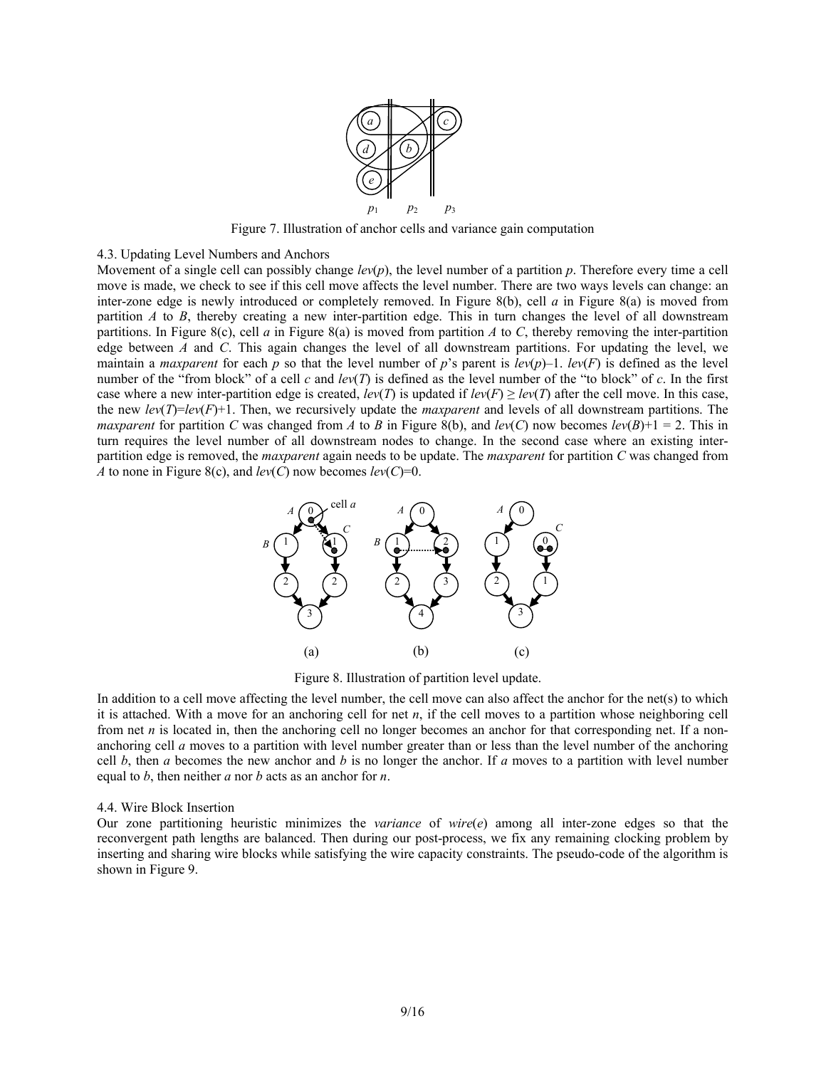Figure 7. Illustration of anchor cells and variance gain computation

4.3. Updating Level Numbers and Anchors

Movement of a single cell can possibly change $lev(p)$, the level number of a partition $p$. Therefore every time a cell move is made, we check to see if this cell move affects the level number. There are two ways levels can change: an inter-zone edge is newly introduced or completely removed. In Figure 8(b), cell $a$ in Figure 8(a) is moved from partition $A$ to $B$, thereby creating a new inter-partition edge. This in turn changes the level of all downstream partitions. In Figure 8(c), cell $a$ in Figure 8(a) is moved from partition $A$ to $C$, thereby removing the inter-partition edge between $A$ and $C$. This again changes the level of all downstream partitions. For updating the level, we maintain a *maxparent* for each $p$ so that the level number of $p$'s parent is $lev(p)$–1. $lev(F)$ is defined as the level number of the "from block" of a cell $c$ and $lev(T)$ is defined as the level number of the "to block" of $c$. In the first case where a new inter-partition edge is created, $lev(T)$ is updated if $lev(F) \geq lev(T)$ after the cell move. In this case, the new $lev(T)=lev(F)+1$. Then, we recursively update the *maxparent* and levels of all downstream partitions. The *maxparent* for partition $C$ was changed from $A$ to $B$ in Figure 8(b), and $lev(C)$ now becomes $lev(B)+1 = 2$. This in turn requires the level number of all downstream nodes to change. In the second case where an existing inter-partition edge is removed, the *maxparent* again needs to be update. The *maxparent* for partition $C$ was changed from $A$ to none in Figure 8(c), and $lev(C)$ now becomes $lev(C)=0$.

Figure 8. Illustration of partition level update.

In addition to a cell move affecting the level number, the cell move can also affect the anchor for the net(s) to which it is attached. With a move for an anchoring cell for net $n$, if the cell moves to a partition whose neighboring cell from net $n$ is located in, then the anchoring cell no longer becomes an anchor for that corresponding net. If a non-anchoring cell $a$ moves to a partition with level number greater than or less than the level number of the anchoring cell $b$, then $a$ becomes the new anchor and $b$ is no longer the anchor. If $a$ moves to a partition with level number equal to $b$, then neither $a$ nor $b$ acts as an anchor for $n$.

4.4. Wire Block Insertion

Our zone partitioning heuristic minimizes the *variance* of $wire(e)$ among all inter-zone edges so that the reconvergent path lengths are balanced. Then during our post-process, we fix any remaining clocking problem by inserting and sharing wire blocks while satisfying the wire capacity constraints. The pseudo-code of the algorithm is shown in Figure 9.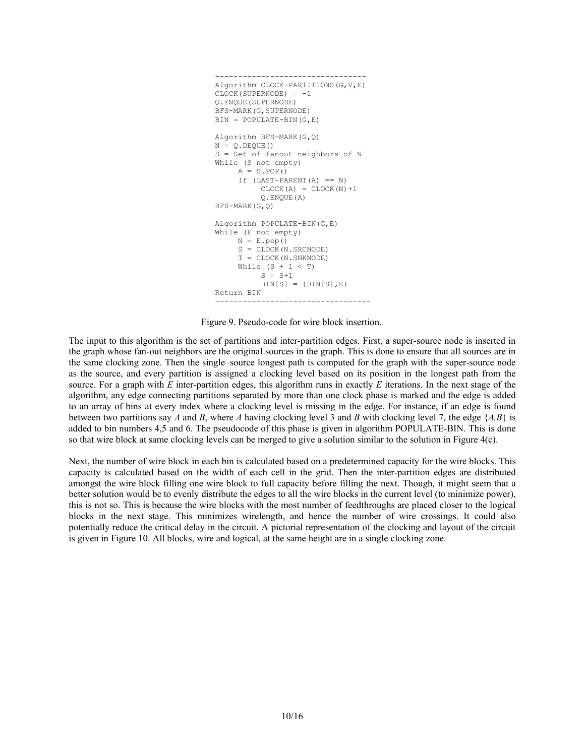```
---------------------------------
Algorithm CLOCK-PARTITIONS(G,V,E)
CLOCK(SUPERNODE) = -1
Q.ENQUE(SUPERNODE)
BFS-MARK(G,SUPERNODE)
BIN = POPULATE-BIN(G,E)

Algorithm BFS-MARK(G,Q)
N = Q.DEQUE()
S = Set of fanout neighbors of N
While (S not empty)
     A = S.POP()
     If (LAST-PARENT(A) == N)
          CLOCK(A) = CLOCK(N)+1
          Q.ENQUE(A)
BFS-MARK(G,Q)

Algorithm POPULATE-BIN(G,E)
While (E not empty)
     N = E.pop()
     S = CLOCK(N.SRCNODE)
     T = CLOCK(N.SNKNODE)
     While (S + 1 < T)
          S = S+1
          BIN[S] = {BIN[S],E}
Return BIN
----------------------------------
```

Figure 9. Pseudo-code for wire block insertion.

The input to this algorithm is the set of partitions and inter-partition edges. First, a super-source node is inserted in the graph whose fan-out neighbors are the original sources in the graph. This is done to ensure that all sources are in the same clocking zone. Then the single–source longest path is computed for the graph with the super-source node as the source, and every partition is assigned a clocking level based on its position in the longest path from the source. For a graph with *E* inter-partition edges, this algorithm runs in exactly *E* iterations. In the next stage of the algorithm, any edge connecting partitions separated by more than one clock phase is marked and the edge is added to an array of bins at every index where a clocking level is missing in the edge. For instance, if an edge is found between two partitions say *A* and *B*, where *A* having clocking level 3 and *B* with clocking level 7, the edge {*A,B*} is added to bin numbers 4,5 and 6. The pseudocode of this phase is given in algorithm POPULATE-BIN. This is done so that wire block at same clocking levels can be merged to give a solution similar to the solution in Figure 4(c).

Next, the number of wire block in each bin is calculated based on a predetermined capacity for the wire blocks. This capacity is calculated based on the width of each cell in the grid. Then the inter-partition edges are distributed amongst the wire block filling one wire block to full capacity before filling the next. Though, it might seem that a better solution would be to evenly distribute the edges to all the wire blocks in the current level (to minimize power), this is not so. This is because the wire blocks with the most number of feedthroughs are placed closer to the logical blocks in the next stage. This minimizes wirelength, and hence the number of wire crossings. It could also potentially reduce the critical delay in the circuit. A pictorial representation of the clocking and layout of the circuit is given in Figure 10. All blocks, wire and logical, at the same height are in a single clocking zone.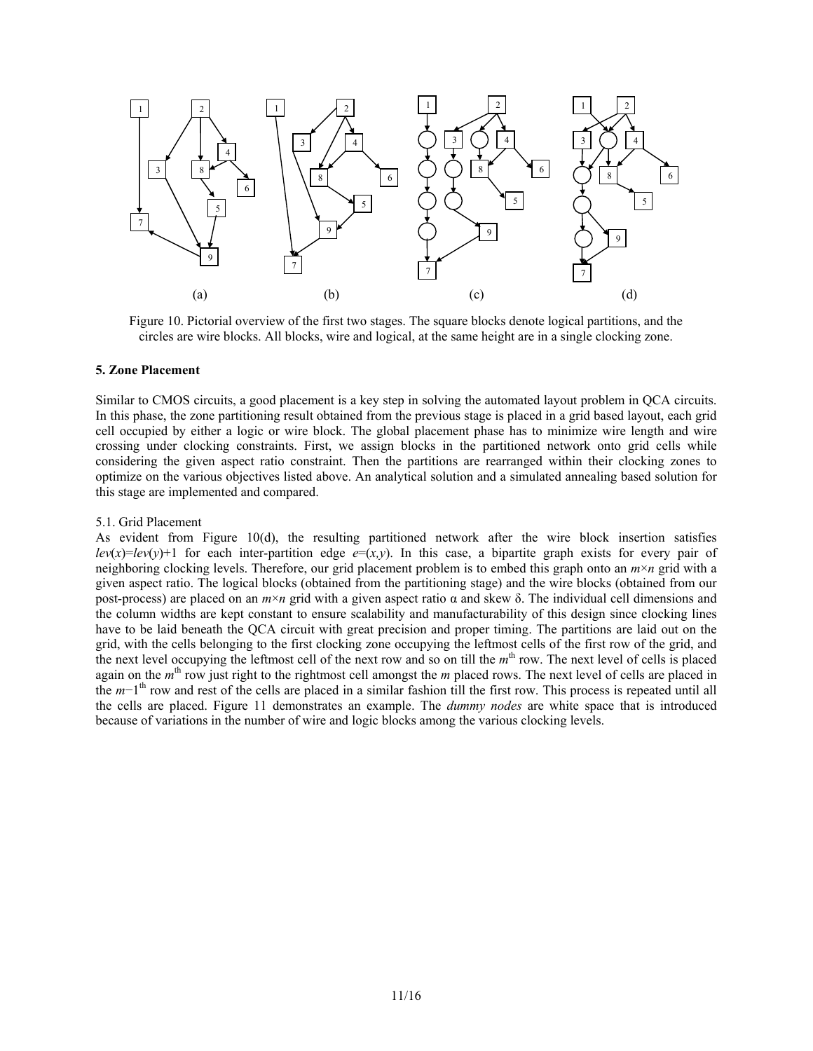Figure 10. Pictorial overview of the first two stages. The square blocks denote logical partitions, and the circles are wire blocks. All blocks, wire and logical, at the same height are in a single clocking zone.

## 5. Zone Placement

Similar to CMOS circuits, a good placement is a key step in solving the automated layout problem in QCA circuits. In this phase, the zone partitioning result obtained from the previous stage is placed in a grid based layout, each grid cell occupied by either a logic or wire block. The global placement phase has to minimize wire length and wire crossing under clocking constraints. First, we assign blocks in the partitioned network onto grid cells while considering the given aspect ratio constraint. Then the partitions are rearranged within their clocking zones to optimize on the various objectives listed above. An analytical solution and a simulated annealing based solution for this stage are implemented and compared.

### 5.1. Grid Placement

As evident from Figure 10(d), the resulting partitioned network after the wire block insertion satisfies $lev(x)=lev(y)+1$ for each inter-partition edge $e=(x,y)$. In this case, a bipartite graph exists for every pair of neighboring clocking levels. Therefore, our grid placement problem is to embed this graph onto an $m \times n$ grid with a given aspect ratio. The logical blocks (obtained from the partitioning stage) and the wire blocks (obtained from our post-process) are placed on an $m \times n$ grid with a given aspect ratio $\alpha$ and skew $\delta$. The individual cell dimensions and the column widths are kept constant to ensure scalability and manufacturability of this design since clocking lines have to be laid beneath the QCA circuit with great precision and proper timing. The partitions are laid out on the grid, with the cells belonging to the first clocking zone occupying the leftmost cells of the first row of the grid, and the next level occupying the leftmost cell of the next row and so on till the $m^{th}$ row. The next level of cells is placed again on the $m^{th}$ row just right to the rightmost cell amongst the $m$ placed rows. The next level of cells are placed in the $m-1^{th}$ row and rest of the cells are placed in a similar fashion till the first row. This process is repeated until all the cells are placed. Figure 11 demonstrates an example. The *dummy nodes* are white space that is introduced because of variations in the number of wire and logic blocks among the various clocking levels.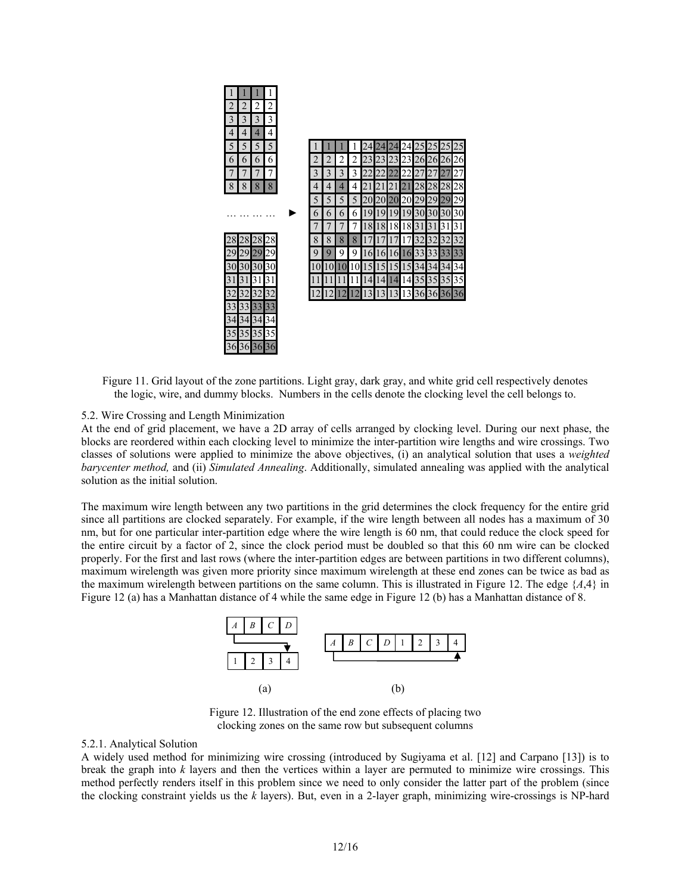Figure 11. Grid layout of the zone partitions. Light gray, dark gray, and white grid cell respectively denotes the logic, wire, and dummy blocks. Numbers in the cells denote the clocking level the cell belongs to.

### 5.2. Wire Crossing and Length Minimization

At the end of grid placement, we have a 2D array of cells arranged by clocking level. During our next phase, the blocks are reordered within each clocking level to minimize the inter-partition wire lengths and wire crossings. Two classes of solutions were applied to minimize the above objectives, (i) an analytical solution that uses a *weighted barycenter method,* and (ii) *Simulated Annealing*. Additionally, simulated annealing was applied with the analytical solution as the initial solution.

The maximum wire length between any two partitions in the grid determines the clock frequency for the entire grid since all partitions are clocked separately. For example, if the wire length between all nodes has a maximum of 30 nm, but for one particular inter-partition edge where the wire length is 60 nm, that could reduce the clock speed for the entire circuit by a factor of 2, since the clock period must be doubled so that this 60 nm wire can be clocked properly. For the first and last rows (where the inter-partition edges are between partitions in two different columns), maximum wirelength was given more priority since maximum wirelength at these end zones can be twice as bad as the maximum wirelength between partitions on the same column. This is illustrated in Figure 12. The edge {*A*,4} in Figure 12 (a) has a Manhattan distance of 4 while the same edge in Figure 12 (b) has a Manhattan distance of 8.

Figure 12. Illustration of the end zone effects of placing two clocking zones on the same row but subsequent columns

#### 5.2.1. Analytical Solution

A widely used method for minimizing wire crossing (introduced by Sugiyama et al. [12] and Carpano [13]) is to break the graph into *k* layers and then the vertices within a layer are permuted to minimize wire crossings. This method perfectly renders itself in this problem since we need to only consider the latter part of the problem (since the clocking constraint yields us the *k* layers). But, even in a 2-layer graph, minimizing wire-crossings is NP-hard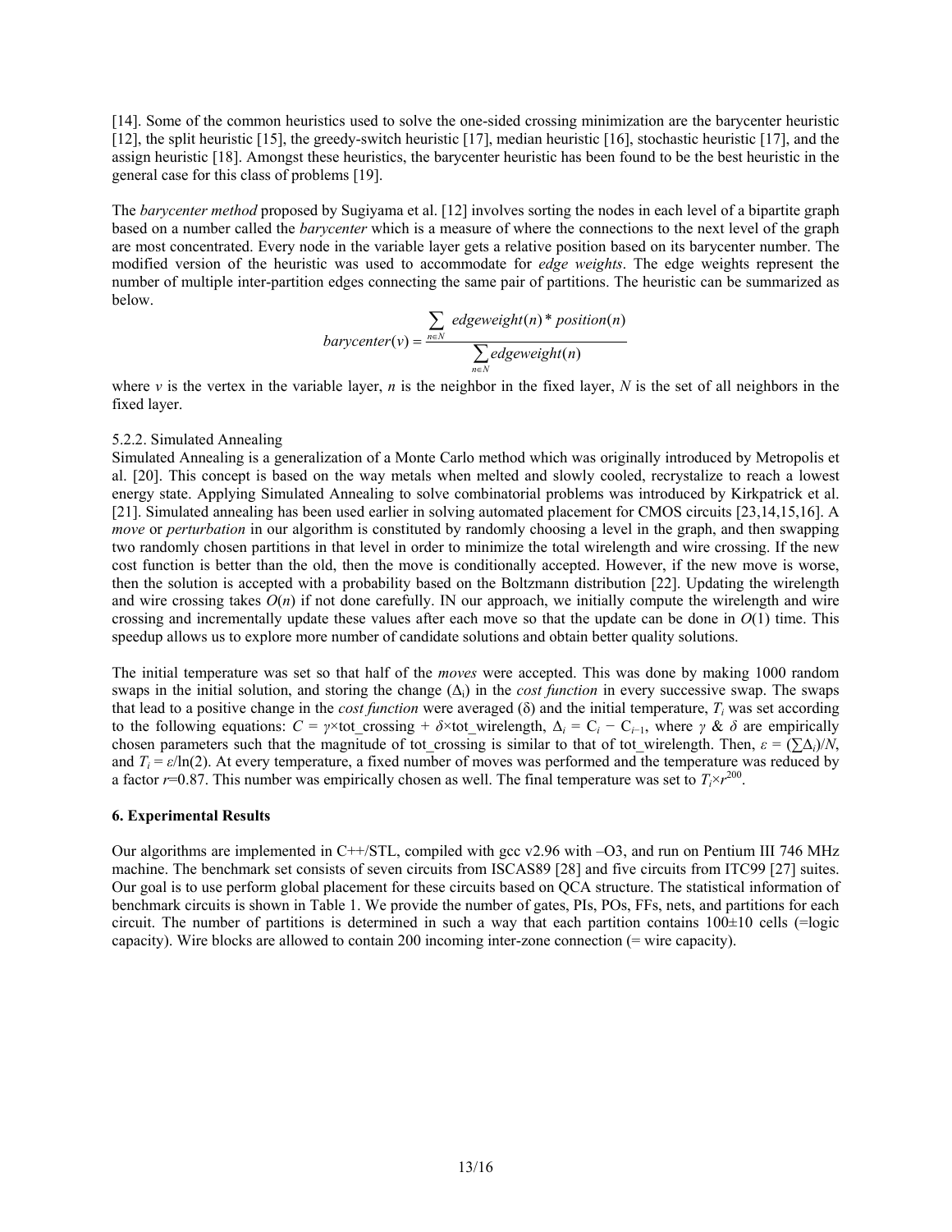[14]. Some of the common heuristics used to solve the one-sided crossing minimization are the barycenter heuristic [12], the split heuristic [15], the greedy-switch heuristic [17], median heuristic [16], stochastic heuristic [17], and the assign heuristic [18]. Amongst these heuristics, the barycenter heuristic has been found to be the best heuristic in the general case for this class of problems [19].

The *barycenter method* proposed by Sugiyama et al. [12] involves sorting the nodes in each level of a bipartite graph based on a number called the *barycenter* which is a measure of where the connections to the next level of the graph are most concentrated. Every node in the variable layer gets a relative position based on its barycenter number. The modified version of the heuristic was used to accommodate for *edge weights*. The edge weights represent the number of multiple inter-partition edges connecting the same pair of partitions. The heuristic can be summarized as below.

$$barycenter(v) = \frac{\sum_{n \in N} edgeweight(n) * position(n)}{\sum_{n \in N} edgeweight(n)}$$

where *v* is the vertex in the variable layer, *n* is the neighbor in the fixed layer, *N* is the set of all neighbors in the fixed layer.

5.2.2. Simulated Annealing

Simulated Annealing is a generalization of a Monte Carlo method which was originally introduced by Metropolis et al. [20]. This concept is based on the way metals when melted and slowly cooled, recrystalize to reach a lowest energy state. Applying Simulated Annealing to solve combinatorial problems was introduced by Kirkpatrick et al. [21]. Simulated annealing has been used earlier in solving automated placement for CMOS circuits [23,14,15,16]. A *move* or *perturbation* in our algorithm is constituted by randomly choosing a level in the graph, and then swapping two randomly chosen partitions in that level in order to minimize the total wirelength and wire crossing. If the new cost function is better than the old, then the move is conditionally accepted. However, if the new move is worse, then the solution is accepted with a probability based on the Boltzmann distribution [22]. Updating the wirelength and wire crossing takes $O(n)$ if not done carefully. IN our approach, we initially compute the wirelength and wire crossing and incrementally update these values after each move so that the update can be done in $O(1)$ time. This speedup allows us to explore more number of candidate solutions and obtain better quality solutions.

The initial temperature was set so that half of the *moves* were accepted. This was done by making 1000 random swaps in the initial solution, and storing the change ($\Delta_i$) in the *cost function* in every successive swap. The swaps that lead to a positive change in the *cost function* were averaged ($\delta$) and the initial temperature, $T_i$ was set according to the following equations: $C = \gamma \times$tot_crossing + $\delta \times$tot_wirelength, $\Delta_i = C_i - C_{i-1}$, where $\gamma$ & $\delta$ are empirically chosen parameters such that the magnitude of tot_crossing is similar to that of tot_wirelength. Then, $\varepsilon = (\sum \Delta_i)/N$, and $T_i = \varepsilon/\ln(2)$. At every temperature, a fixed number of moves was performed and the temperature was reduced by a factor $r$=0.87. This number was empirically chosen as well. The final temperature was set to $T_i \times r^{200}$.

### 6. Experimental Results

Our algorithms are implemented in C++/STL, compiled with gcc v2.96 with –O3, and run on Pentium III 746 MHz machine. The benchmark set consists of seven circuits from ISCAS89 [28] and five circuits from ITC99 [27] suites. Our goal is to use perform global placement for these circuits based on QCA structure. The statistical information of benchmark circuits is shown in Table 1. We provide the number of gates, PIs, POs, FFs, nets, and partitions for each circuit. The number of partitions is determined in such a way that each partition contains 100±10 cells (=logic capacity). Wire blocks are allowed to contain 200 incoming inter-zone connection (= wire capacity).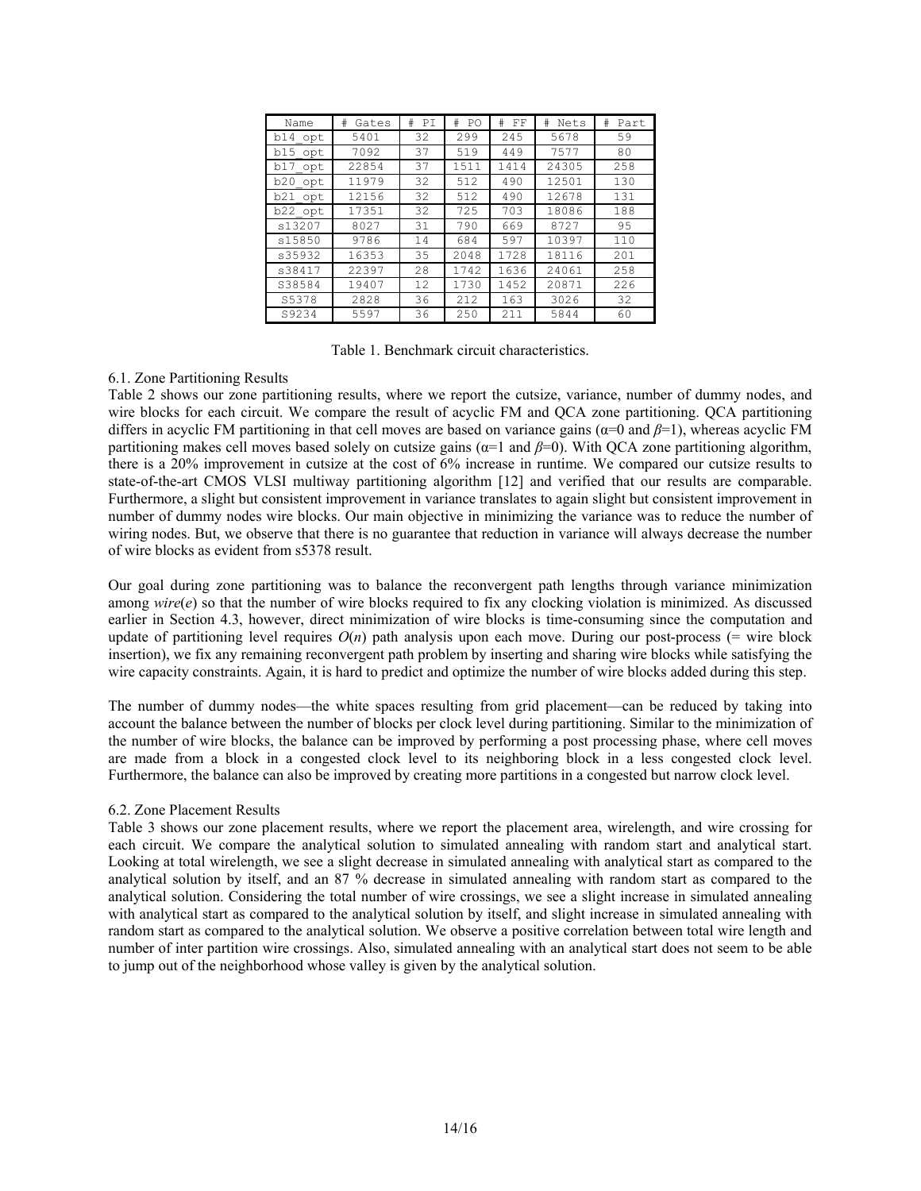| Name | # Gates | # PI | # PO | # FF | # Nets | # Part |
|---|---|---|---|---|---|---|
| b14_opt | 5401 | 32 | 299 | 245 | 5678 | 59 |
| b15_opt | 7092 | 37 | 519 | 449 | 7577 | 80 |
| b17_opt | 22854 | 37 | 1511 | 1414 | 24305 | 258 |
| b20_opt | 11979 | 32 | 512 | 490 | 12501 | 130 |
| b21_opt | 12156 | 32 | 512 | 490 | 12678 | 131 |
| b22_opt | 17351 | 32 | 725 | 703 | 18086 | 188 |
| s13207 | 8027 | 31 | 790 | 669 | 8727 | 95 |
| s15850 | 9786 | 14 | 684 | 597 | 10397 | 110 |
| s35932 | 16353 | 35 | 2048 | 1728 | 18116 | 201 |
| s38417 | 22397 | 28 | 1742 | 1636 | 24061 | 258 |
| S38584 | 19407 | 12 | 1730 | 1452 | 20871 | 226 |
| S5378 | 2828 | 36 | 212 | 163 | 3026 | 32 |
| S9234 | 5597 | 36 | 250 | 211 | 5844 | 60 |

Table 1. Benchmark circuit characteristics.

### 6.1. Zone Partitioning Results

Table 2 shows our zone partitioning results, where we report the cutsize, variance, number of dummy nodes, and wire blocks for each circuit. We compare the result of acyclic FM and QCA zone partitioning. QCA partitioning differs in acyclic FM partitioning in that cell moves are based on variance gains ($\alpha$=0 and $\beta$=1), whereas acyclic FM partitioning makes cell moves based solely on cutsize gains ($\alpha$=1 and $\beta$=0). With QCA zone partitioning algorithm, there is a 20% improvement in cutsize at the cost of 6% increase in runtime. We compared our cutsize results to state-of-the-art CMOS VLSI multiway partitioning algorithm [12] and verified that our results are comparable. Furthermore, a slight but consistent improvement in variance translates to again slight but consistent improvement in number of dummy nodes wire blocks. Our main objective in minimizing the variance was to reduce the number of wiring nodes. But, we observe that there is no guarantee that reduction in variance will always decrease the number of wire blocks as evident from s5378 result.

Our goal during zone partitioning was to balance the reconvergent path lengths through variance minimization among *wire*($e$) so that the number of wire blocks required to fix any clocking violation is minimized. As discussed earlier in Section 4.3, however, direct minimization of wire blocks is time-consuming since the computation and update of partitioning level requires $O(n)$ path analysis upon each move. During our post-process (= wire block insertion), we fix any remaining reconvergent path problem by inserting and sharing wire blocks while satisfying the wire capacity constraints. Again, it is hard to predict and optimize the number of wire blocks added during this step.

The number of dummy nodes—the white spaces resulting from grid placement—can be reduced by taking into account the balance between the number of blocks per clock level during partitioning. Similar to the minimization of the number of wire blocks, the balance can be improved by performing a post processing phase, where cell moves are made from a block in a congested clock level to its neighboring block in a less congested clock level. Furthermore, the balance can also be improved by creating more partitions in a congested but narrow clock level.

### 6.2. Zone Placement Results

Table 3 shows our zone placement results, where we report the placement area, wirelength, and wire crossing for each circuit. We compare the analytical solution to simulated annealing with random start and analytical start. Looking at total wirelength, we see a slight decrease in simulated annealing with analytical start as compared to the analytical solution by itself, and an 87 % decrease in simulated annealing with random start as compared to the analytical solution. Considering the total number of wire crossings, we see a slight increase in simulated annealing with analytical start as compared to the analytical solution by itself, and slight increase in simulated annealing with random start as compared to the analytical solution. We observe a positive correlation between total wire length and number of inter partition wire crossings. Also, simulated annealing with an analytical start does not seem to be able to jump out of the neighborhood whose valley is given by the analytical solution.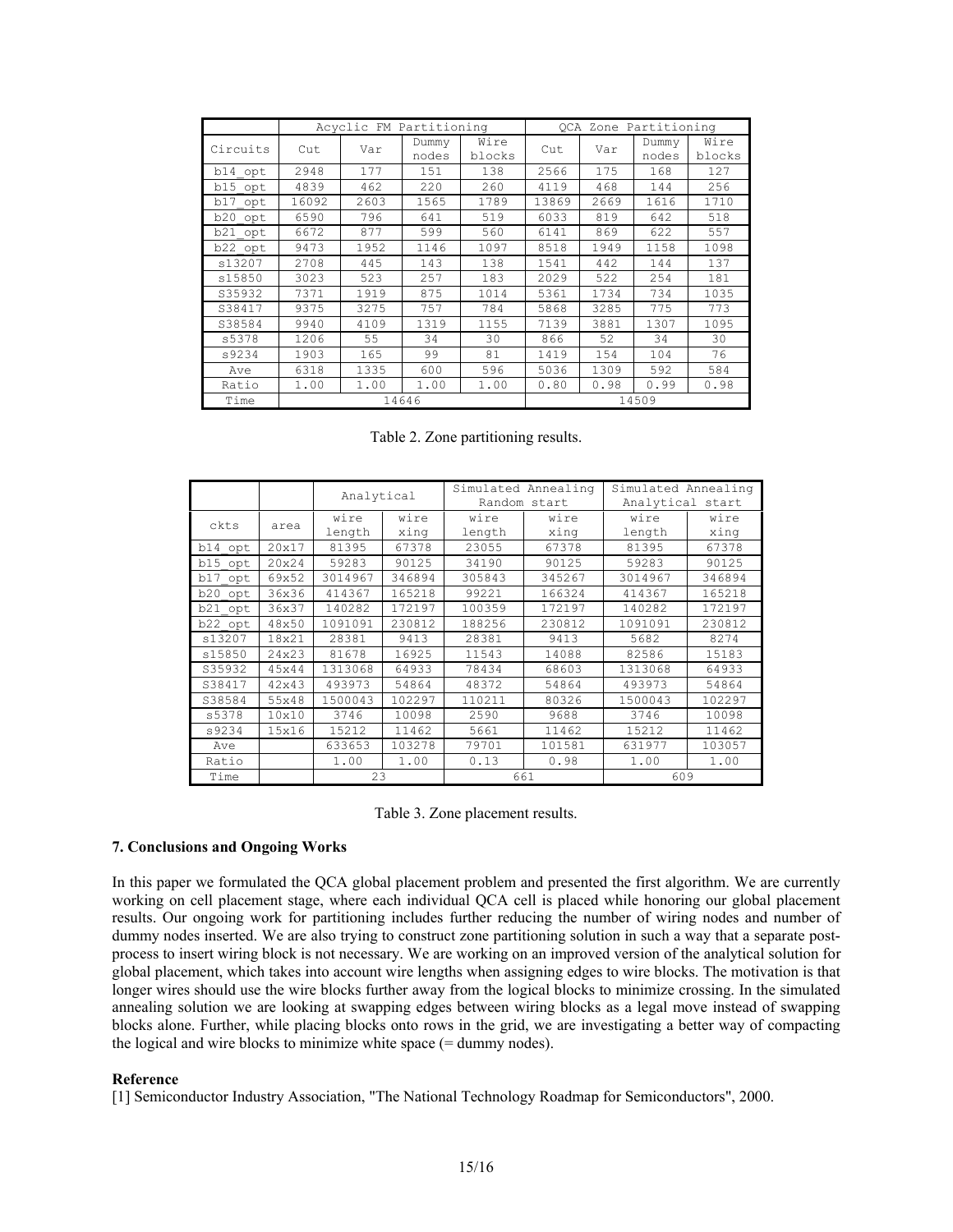| Circuits | Acyclic FM Partitioning | | | | QCA Zone Partitioning | | | |
|---|---|---|---|---|---|---|---|---|
| | Cut | Var | Dummy nodes | Wire blocks | Cut | Var | Dummy nodes | Wire blocks |
| b14_opt | 2948 | 177 | 151 | 138 | 2566 | 175 | 168 | 127 |
| b15_opt | 4839 | 462 | 220 | 260 | 4119 | 468 | 144 | 256 |
| b17_opt | 16092 | 2603 | 1565 | 1789 | 13869 | 2669 | 1616 | 1710 |
| b20_opt | 6590 | 796 | 641 | 519 | 6033 | 819 | 642 | 518 |
| b21_opt | 6672 | 877 | 599 | 560 | 6141 | 869 | 622 | 557 |
| b22_opt | 9473 | 1952 | 1146 | 1097 | 8518 | 1949 | 1158 | 1098 |
| s13207 | 2708 | 445 | 143 | 138 | 1541 | 442 | 144 | 137 |
| s15850 | 3023 | 523 | 257 | 183 | 2029 | 522 | 254 | 181 |
| S35932 | 7371 | 1919 | 875 | 1014 | 5361 | 1734 | 734 | 1035 |
| S38417 | 9375 | 3275 | 757 | 784 | 5868 | 3285 | 775 | 773 |
| S38584 | 9940 | 4109 | 1319 | 1155 | 7139 | 3881 | 1307 | 1095 |
| s5378 | 1206 | 55 | 34 | 30 | 866 | 52 | 34 | 30 |
| s9234 | 1903 | 165 | 99 | 81 | 1419 | 154 | 104 | 76 |
| Ave | 6318 | 1335 | 600 | 596 | 5036 | 1309 | 592 | 584 |
| Ratio | 1.00 | 1.00 | 1.00 | 1.00 | 0.80 | 0.98 | 0.99 | 0.98 |
| Time | 14646 | | | | 14509 | | | |

Table 2. Zone partitioning results.

| ckts | area | Analytical | | Simulated Annealing Random start | | Simulated Annealing Analytical start | |
|---|---|---|---|---|---|---|---|
| | | wire length | wire xing | wire length | wire xing | wire length | wire xing |
| b14_opt | 20x17 | 81395 | 67378 | 23055 | 67378 | 81395 | 67378 |
| b15_opt | 20x24 | 59283 | 90125 | 34190 | 90125 | 59283 | 90125 |
| b17_opt | 69x52 | 3014967 | 346894 | 305843 | 345267 | 3014967 | 346894 |
| b20_opt | 36x36 | 414367 | 165218 | 99221 | 166324 | 414367 | 165218 |
| b21_opt | 36x37 | 140282 | 172197 | 100359 | 172197 | 140282 | 172197 |
| b22_opt | 48x50 | 1091091 | 230812 | 188256 | 230812 | 1091091 | 230812 |
| s13207 | 18x21 | 28381 | 9413 | 28381 | 9413 | 5682 | 8274 |
| s15850 | 24x23 | 81678 | 16925 | 11543 | 14088 | 82586 | 15183 |
| S35932 | 45x44 | 1313068 | 64933 | 78434 | 68603 | 1313068 | 64933 |
| S38417 | 42x43 | 493973 | 54864 | 48372 | 54864 | 493973 | 54864 |
| S38584 | 55x48 | 1500043 | 102297 | 110211 | 80326 | 1500043 | 102297 |
| s5378 | 10x10 | 3746 | 10098 | 2590 | 9688 | 3746 | 10098 |
| s9234 | 15x16 | 15212 | 11462 | 5661 | 11462 | 15212 | 11462 |
| Ave | | 633653 | 103278 | 79701 | 101581 | 631977 | 103057 |
| Ratio | | 1.00 | 1.00 | 0.13 | 0.98 | 1.00 | 1.00 |
| Time | | 23 | | 661 | | 609 | |

Table 3. Zone placement results.

### 7. Conclusions and Ongoing Works

In this paper we formulated the QCA global placement problem and presented the first algorithm. We are currently working on cell placement stage, where each individual QCA cell is placed while honoring our global placement results. Our ongoing work for partitioning includes further reducing the number of wiring nodes and number of dummy nodes inserted. We are also trying to construct zone partitioning solution in such a way that a separate post-process to insert wiring block is not necessary. We are working on an improved version of the analytical solution for global placement, which takes into account wire lengths when assigning edges to wire blocks. The motivation is that longer wires should use the wire blocks further away from the logical blocks to minimize crossing. In the simulated annealing solution we are looking at swapping edges between wiring blocks as a legal move instead of swapping blocks alone. Further, while placing blocks onto rows in the grid, we are investigating a better way of compacting the logical and wire blocks to minimize white space (= dummy nodes).

### Reference

[1] Semiconductor Industry Association, "The National Technology Roadmap for Semiconductors", 2000.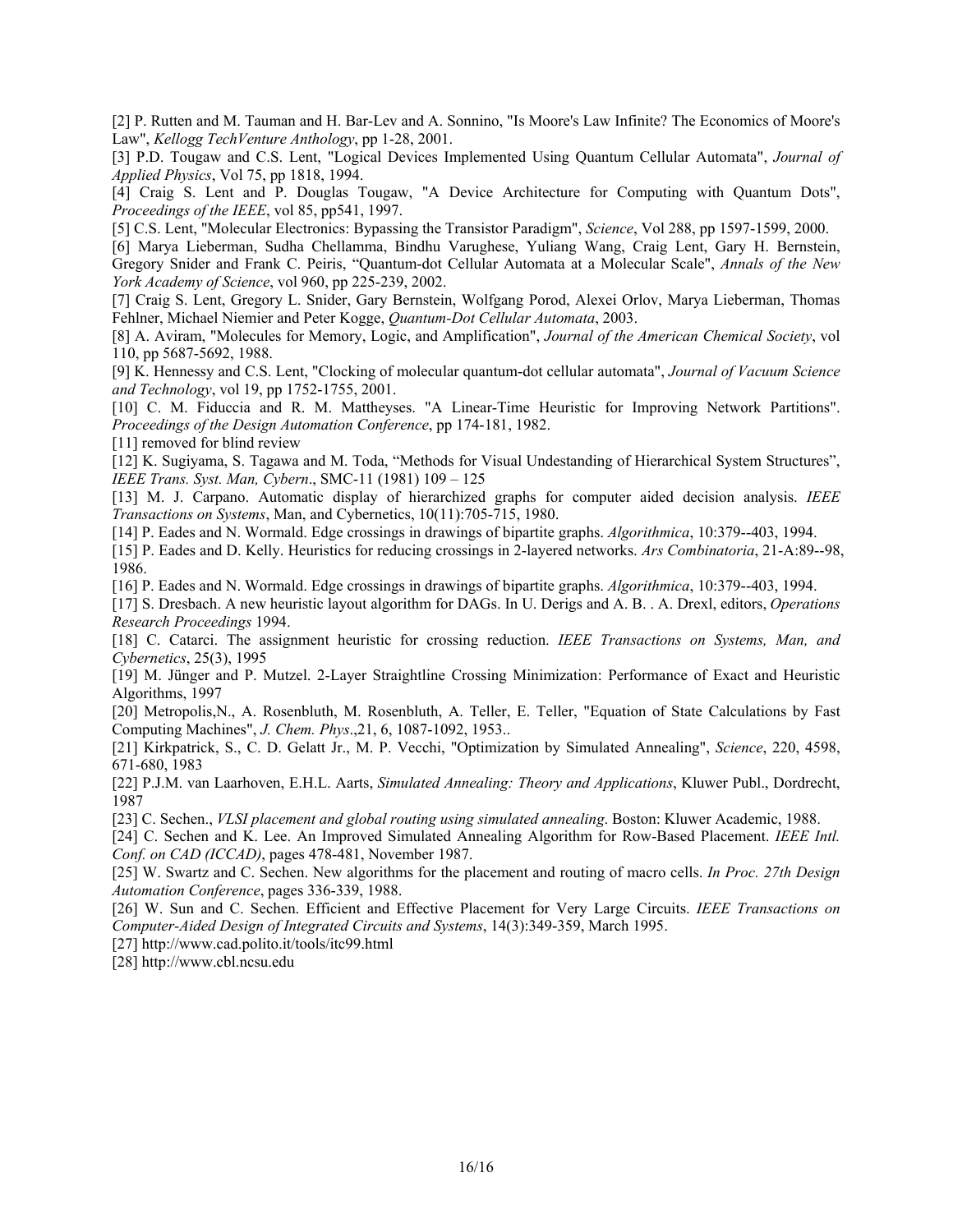[2] P. Rutten and M. Tauman and H. Bar-Lev and A. Sonnino, "Is Moore's Law Infinite? The Economics of Moore's Law", *Kellogg TechVenture Anthology*, pp 1-28, 2001.

[3] P.D. Tougaw and C.S. Lent, "Logical Devices Implemented Using Quantum Cellular Automata", *Journal of Applied Physics*, Vol 75, pp 1818, 1994.

[4] Craig S. Lent and P. Douglas Tougaw, "A Device Architecture for Computing with Quantum Dots", *Proceedings of the IEEE*, vol 85, pp541, 1997.

[5] C.S. Lent, "Molecular Electronics: Bypassing the Transistor Paradigm", *Science*, Vol 288, pp 1597-1599, 2000.

[6] Marya Lieberman, Sudha Chellamma, Bindhu Varughese, Yuliang Wang, Craig Lent, Gary H. Bernstein, Gregory Snider and Frank C. Peiris, "Quantum-dot Cellular Automata at a Molecular Scale", *Annals of the New York Academy of Science*, vol 960, pp 225-239, 2002.

[7] Craig S. Lent, Gregory L. Snider, Gary Bernstein, Wolfgang Porod, Alexei Orlov, Marya Lieberman, Thomas Fehlner, Michael Niemier and Peter Kogge, *Quantum-Dot Cellular Automata*, 2003.

[8] A. Aviram, "Molecules for Memory, Logic, and Amplification", *Journal of the American Chemical Society*, vol 110, pp 5687-5692, 1988.

[9] K. Hennessy and C.S. Lent, "Clocking of molecular quantum-dot cellular automata", *Journal of Vacuum Science and Technology*, vol 19, pp 1752-1755, 2001.

[10] C. M. Fiduccia and R. M. Mattheyses. "A Linear-Time Heuristic for Improving Network Partitions". *Proceedings of the Design Automation Conference*, pp 174-181, 1982.

[11] removed for blind review

[12] K. Sugiyama, S. Tagawa and M. Toda, "Methods for Visual Undestanding of Hierarchical System Structures", *IEEE Trans. Syst. Man, Cybern*., SMC-11 (1981) 109 – 125

[13] M. J. Carpano. Automatic display of hierarchized graphs for computer aided decision analysis. *IEEE Transactions on Systems*, Man, and Cybernetics, 10(11):705-715, 1980.

[14] P. Eades and N. Wormald. Edge crossings in drawings of bipartite graphs. *Algorithmica*, 10:379--403, 1994.

[15] P. Eades and D. Kelly. Heuristics for reducing crossings in 2-layered networks. *Ars Combinatoria*, 21-A:89--98, 1986.

[16] P. Eades and N. Wormald. Edge crossings in drawings of bipartite graphs. *Algorithmica*, 10:379--403, 1994.

[17] S. Dresbach. A new heuristic layout algorithm for DAGs. In U. Derigs and A. B. . A. Drexl, editors, *Operations Research Proceedings* 1994.

[18] C. Catarci. The assignment heuristic for crossing reduction. *IEEE Transactions on Systems, Man, and Cybernetics*, 25(3), 1995

[19] M. Jünger and P. Mutzel. 2-Layer Straightline Crossing Minimization: Performance of Exact and Heuristic Algorithms, 1997

[20] Metropolis,N., A. Rosenbluth, M. Rosenbluth, A. Teller, E. Teller, "Equation of State Calculations by Fast Computing Machines", *J. Chem. Phys*.,21, 6, 1087-1092, 1953..

[21] Kirkpatrick, S., C. D. Gelatt Jr., M. P. Vecchi, "Optimization by Simulated Annealing", *Science*, 220, 4598, 671-680, 1983

[22] P.J.M. van Laarhoven, E.H.L. Aarts, *Simulated Annealing: Theory and Applications*, Kluwer Publ., Dordrecht, 1987

[23] C. Sechen., *VLSI placement and global routing using simulated annealing*. Boston: Kluwer Academic, 1988.

[24] C. Sechen and K. Lee. An Improved Simulated Annealing Algorithm for Row-Based Placement. *IEEE Intl. Conf. on CAD (ICCAD)*, pages 478-481, November 1987.

[25] W. Swartz and C. Sechen. New algorithms for the placement and routing of macro cells. *In Proc. 27th Design Automation Conference*, pages 336-339, 1988.

[26] W. Sun and C. Sechen. Efficient and Effective Placement for Very Large Circuits. *IEEE Transactions on Computer-Aided Design of Integrated Circuits and Systems*, 14(3):349-359, March 1995.

[27] http://www.cad.polito.it/tools/itc99.html

[28] http://www.cbl.ncsu.edu